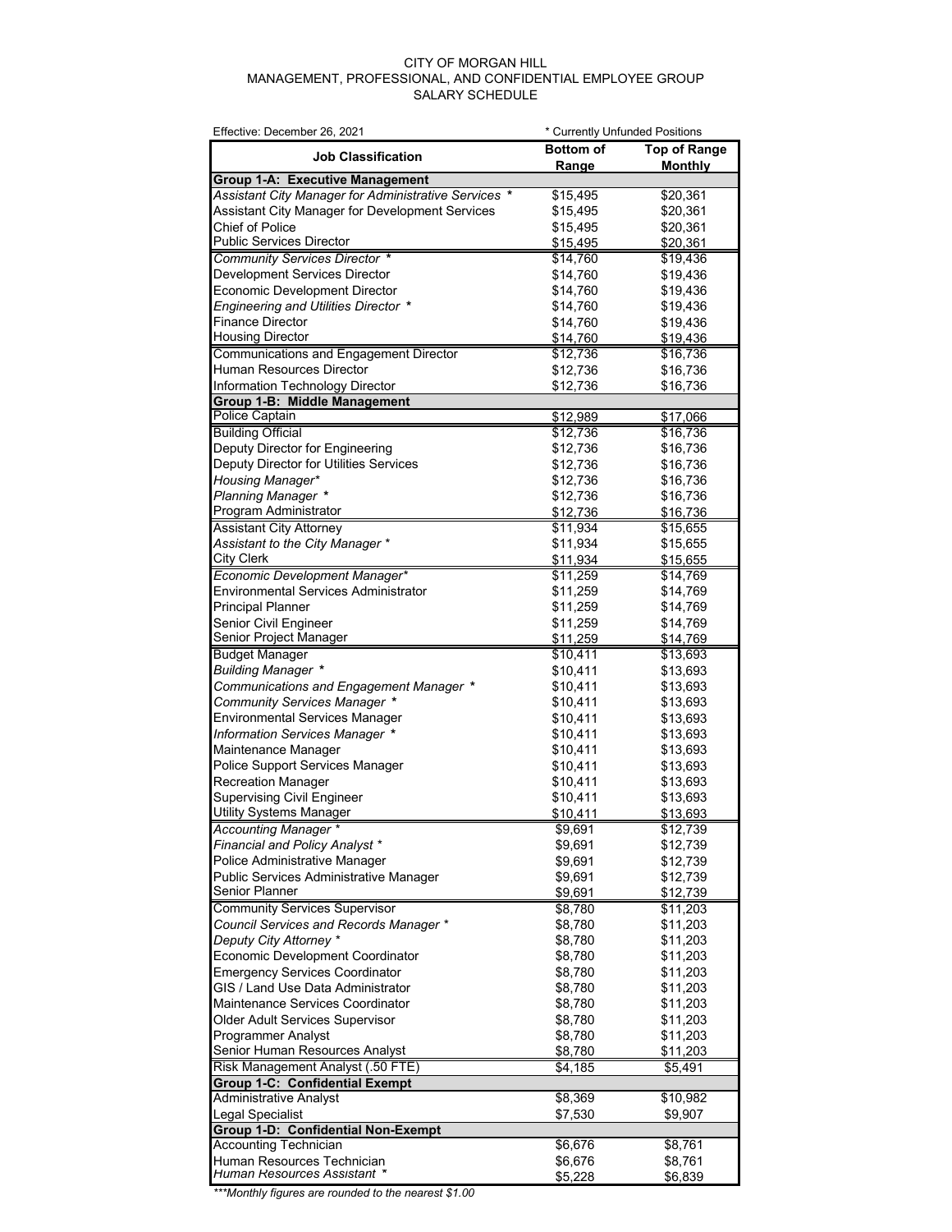CITY OF MORGAN HILL
MANAGEMENT, PROFESSIONAL, AND CONFIDENTIAL EMPLOYEE GROUP
SALARY SCHEDULE

Effective: December 26, 2021 &nbsp;&nbsp;&nbsp;&nbsp; * Currently Unfunded Positions

| Job Classification | Bottom of Range | Top of Range Monthly |
|---|---|---|
| **Group 1-A: Executive Management** | | |
| *Assistant City Manager for Administrative Services \** | $15,495 | $20,361 |
| Assistant City Manager for Development Services | $15,495 | $20,361 |
| Chief of Police | $15,495 | $20,361 |
| Public Services Director | $15,495 | $20,361 |
| *Community Services Director \** | $14,760 | $19,436 |
| Development Services Director | $14,760 | $19,436 |
| Economic Development Director | $14,760 | $19,436 |
| *Engineering and Utilities Director \** | $14,760 | $19,436 |
| Finance Director | $14,760 | $19,436 |
| Housing Director | $14,760 | $19,436 |
| Communications and Engagement Director | $12,736 | $16,736 |
| Human Resources Director | $12,736 | $16,736 |
| Information Technology Director | $12,736 | $16,736 |
| **Group 1-B: Middle Management** | | |
| Police Captain | $12,989 | $17,066 |
| Building Official | $12,736 | $16,736 |
| Deputy Director for Engineering | $12,736 | $16,736 |
| Deputy Director for Utilities Services | $12,736 | $16,736 |
| *Housing Manager\** | $12,736 | $16,736 |
| *Planning Manager \** | $12,736 | $16,736 |
| Program Administrator | $12,736 | $16,736 |
| Assistant City Attorney | $11,934 | $15,655 |
| *Assistant to the City Manager \** | $11,934 | $15,655 |
| City Clerk | $11,934 | $15,655 |
| *Economic Development Manager\** | $11,259 | $14,769 |
| Environmental Services Administrator | $11,259 | $14,769 |
| Principal Planner | $11,259 | $14,769 |
| Senior Civil Engineer | $11,259 | $14,769 |
| Senior Project Manager | $11,259 | $14,769 |
| Budget Manager | $10,411 | $13,693 |
| *Building Manager \** | $10,411 | $13,693 |
| *Communications and Engagement Manager \** | $10,411 | $13,693 |
| *Community Services Manager \** | $10,411 | $13,693 |
| Environmental Services Manager | $10,411 | $13,693 |
| *Information Services Manager \** | $10,411 | $13,693 |
| Maintenance Manager | $10,411 | $13,693 |
| Police Support Services Manager | $10,411 | $13,693 |
| Recreation Manager | $10,411 | $13,693 |
| Supervising Civil Engineer | $10,411 | $13,693 |
| Utility Systems Manager | $10,411 | $13,693 |
| *Accounting Manager \** | $9,691 | $12,739 |
| *Financial and Policy Analyst \** | $9,691 | $12,739 |
| Police Administrative Manager | $9,691 | $12,739 |
| Public Services Administrative Manager | $9,691 | $12,739 |
| Senior Planner | $9,691 | $12,739 |
| Community Services Supervisor | $8,780 | $11,203 |
| *Council Services and Records Manager \** | $8,780 | $11,203 |
| *Deputy City Attorney \** | $8,780 | $11,203 |
| Economic Development Coordinator | $8,780 | $11,203 |
| Emergency Services Coordinator | $8,780 | $11,203 |
| GIS / Land Use Data Administrator | $8,780 | $11,203 |
| Maintenance Services Coordinator | $8,780 | $11,203 |
| Older Adult Services Supervisor | $8,780 | $11,203 |
| Programmer Analyst | $8,780 | $11,203 |
| Senior Human Resources Analyst | $8,780 | $11,203 |
| Risk Management Analyst (.50 FTE) | $4,185 | $5,491 |
| **Group 1-C: Confidential Exempt** | | |
| Administrative Analyst | $8,369 | $10,982 |
| Legal Specialist | $7,530 | $9,907 |
| **Group 1-D: Confidential Non-Exempt** | | |
| Accounting Technician | $6,676 | $8,761 |
| Human Resources Technician | $6,676 | $8,761 |
| *Human Resources Assistant \** | $5,228 | $6,839 |

*\*\*\*Monthly figures are rounded to the nearest $1.00*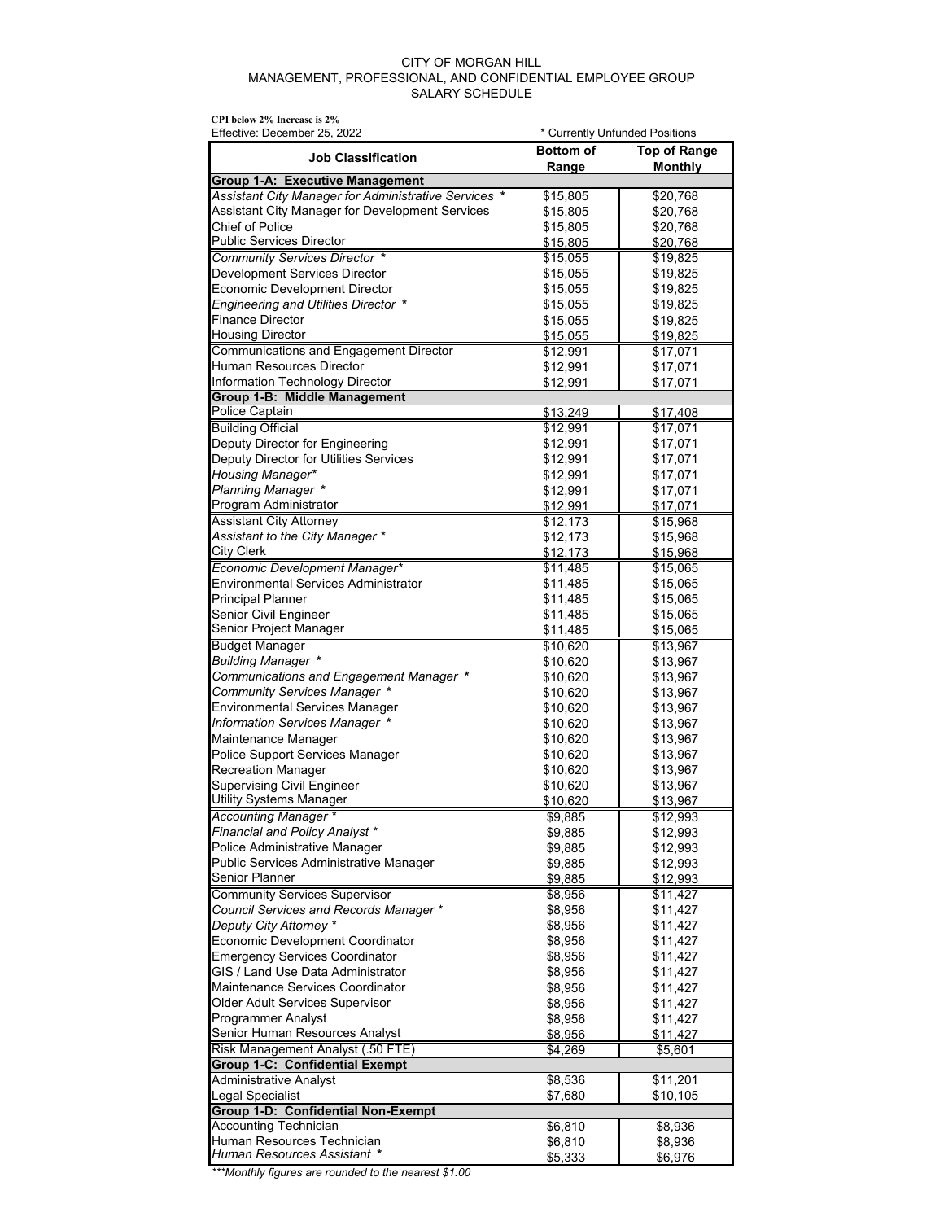CITY OF MORGAN HILL
MANAGEMENT, PROFESSIONAL, AND CONFIDENTIAL EMPLOYEE GROUP
SALARY SCHEDULE

**CPI below 2% Increase is 2%**

Effective: December 25, 2022

\* Currently Unfunded Positions

| Job Classification | Bottom of Range | Top of Range Monthly |
|---|---|---|
| **Group 1-A: Executive Management** | | |
| *Assistant City Manager for Administrative Services \** | $15,805 | $20,768 |
| Assistant City Manager for Development Services | $15,805 | $20,768 |
| Chief of Police | $15,805 | $20,768 |
| Public Services Director | $15,805 | $20,768 |
| *Community Services Director \** | $15,055 | $19,825 |
| Development Services Director | $15,055 | $19,825 |
| Economic Development Director | $15,055 | $19,825 |
| *Engineering and Utilities Director \** | $15,055 | $19,825 |
| Finance Director | $15,055 | $19,825 |
| Housing Director | $15,055 | $19,825 |
| Communications and Engagement Director | $12,991 | $17,071 |
| Human Resources Director | $12,991 | $17,071 |
| Information Technology Director | $12,991 | $17,071 |
| **Group 1-B: Middle Management** | | |
| Police Captain | $13,249 | $17,408 |
| Building Official | $12,991 | $17,071 |
| Deputy Director for Engineering | $12,991 | $17,071 |
| Deputy Director for Utilities Services | $12,991 | $17,071 |
| *Housing Manager\** | $12,991 | $17,071 |
| *Planning Manager \** | $12,991 | $17,071 |
| Program Administrator | $12,991 | $17,071 |
| Assistant City Attorney | $12,173 | $15,968 |
| *Assistant to the City Manager \** | $12,173 | $15,968 |
| City Clerk | $12,173 | $15,968 |
| *Economic Development Manager\** | $11,485 | $15,065 |
| Environmental Services Administrator | $11,485 | $15,065 |
| Principal Planner | $11,485 | $15,065 |
| Senior Civil Engineer | $11,485 | $15,065 |
| Senior Project Manager | $11,485 | $15,065 |
| Budget Manager | $10,620 | $13,967 |
| *Building Manager \** | $10,620 | $13,967 |
| *Communications and Engagement Manager \** | $10,620 | $13,967 |
| *Community Services Manager \** | $10,620 | $13,967 |
| Environmental Services Manager | $10,620 | $13,967 |
| *Information Services Manager \** | $10,620 | $13,967 |
| Maintenance Manager | $10,620 | $13,967 |
| Police Support Services Manager | $10,620 | $13,967 |
| Recreation Manager | $10,620 | $13,967 |
| Supervising Civil Engineer | $10,620 | $13,967 |
| Utility Systems Manager | $10,620 | $13,967 |
| *Accounting Manager \** | $9,885 | $12,993 |
| *Financial and Policy Analyst \** | $9,885 | $12,993 |
| Police Administrative Manager | $9,885 | $12,993 |
| Public Services Administrative Manager | $9,885 | $12,993 |
| Senior Planner | $9,885 | $12,993 |
| Community Services Supervisor | $8,956 | $11,427 |
| *Council Services and Records Manager \** | $8,956 | $11,427 |
| *Deputy City Attorney \** | $8,956 | $11,427 |
| Economic Development Coordinator | $8,956 | $11,427 |
| Emergency Services Coordinator | $8,956 | $11,427 |
| GIS / Land Use Data Administrator | $8,956 | $11,427 |
| Maintenance Services Coordinator | $8,956 | $11,427 |
| Older Adult Services Supervisor | $8,956 | $11,427 |
| Programmer Analyst | $8,956 | $11,427 |
| Senior Human Resources Analyst | $8,956 | $11,427 |
| Risk Management Analyst (.50 FTE) | $4,269 | $5,601 |
| **Group 1-C: Confidential Exempt** | | |
| Administrative Analyst | $8,536 | $11,201 |
| Legal Specialist | $7,680 | $10,105 |
| **Group 1-D: Confidential Non-Exempt** | | |
| Accounting Technician | $6,810 | $8,936 |
| Human Resources Technician | $6,810 | $8,936 |
| *Human Resources Assistant \** | $5,333 | $6,976 |

*\*\*\*Monthly figures are rounded to the nearest $1.00*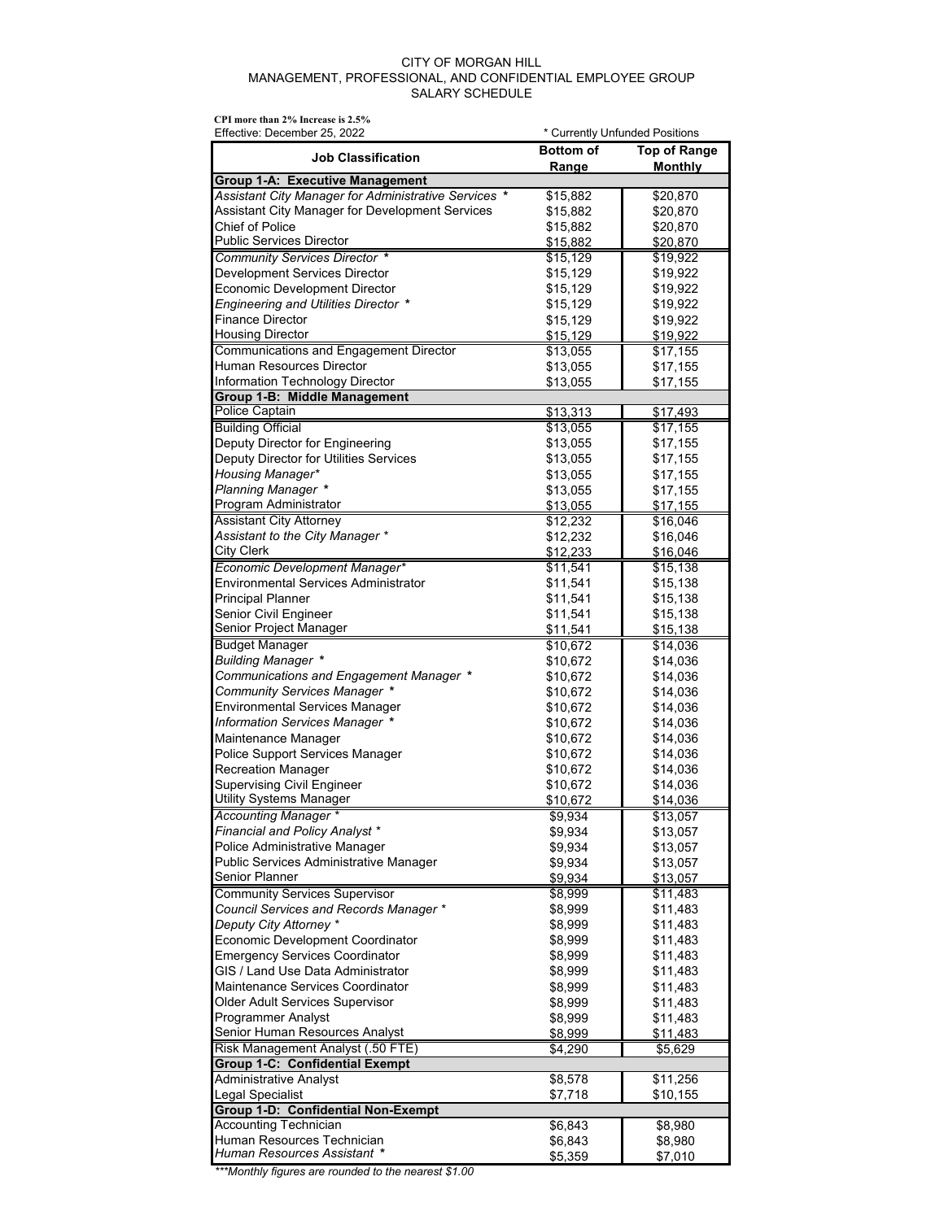CITY OF MORGAN HILL
MANAGEMENT, PROFESSIONAL, AND CONFIDENTIAL EMPLOYEE GROUP
SALARY SCHEDULE

**CPI more than 2% Increase is 2.5%**

Effective: December 25, 2022

\* Currently Unfunded Positions

| Job Classification | Bottom of Range | Top of Range Monthly |
|---|---|---|
| **Group 1-A: Executive Management** | | |
| *Assistant City Manager for Administrative Services \** | $15,882 | $20,870 |
| Assistant City Manager for Development Services | $15,882 | $20,870 |
| Chief of Police | $15,882 | $20,870 |
| Public Services Director | $15,882 | $20,870 |
| *Community Services Director \** | $15,129 | $19,922 |
| Development Services Director | $15,129 | $19,922 |
| Economic Development Director | $15,129 | $19,922 |
| *Engineering and Utilities Director \** | $15,129 | $19,922 |
| Finance Director | $15,129 | $19,922 |
| Housing Director | $15,129 | $19,922 |
| Communications and Engagement Director | $13,055 | $17,155 |
| Human Resources Director | $13,055 | $17,155 |
| Information Technology Director | $13,055 | $17,155 |
| **Group 1-B: Middle Management** | | |
| Police Captain | $13,313 | $17,493 |
| Building Official | $13,055 | $17,155 |
| Deputy Director for Engineering | $13,055 | $17,155 |
| Deputy Director for Utilities Services | $13,055 | $17,155 |
| *Housing Manager\** | $13,055 | $17,155 |
| *Planning Manager \** | $13,055 | $17,155 |
| Program Administrator | $13,055 | $17,155 |
| Assistant City Attorney | $12,232 | $16,046 |
| *Assistant to the City Manager \** | $12,232 | $16,046 |
| City Clerk | $12,233 | $16,046 |
| *Economic Development Manager\** | $11,541 | $15,138 |
| Environmental Services Administrator | $11,541 | $15,138 |
| Principal Planner | $11,541 | $15,138 |
| Senior Civil Engineer | $11,541 | $15,138 |
| Senior Project Manager | $11,541 | $15,138 |
| Budget Manager | $10,672 | $14,036 |
| *Building Manager \** | $10,672 | $14,036 |
| *Communications and Engagement Manager \** | $10,672 | $14,036 |
| *Community Services Manager \** | $10,672 | $14,036 |
| Environmental Services Manager | $10,672 | $14,036 |
| *Information Services Manager \** | $10,672 | $14,036 |
| Maintenance Manager | $10,672 | $14,036 |
| Police Support Services Manager | $10,672 | $14,036 |
| Recreation Manager | $10,672 | $14,036 |
| Supervising Civil Engineer | $10,672 | $14,036 |
| Utility Systems Manager | $10,672 | $14,036 |
| *Accounting Manager \** | $9,934 | $13,057 |
| *Financial and Policy Analyst \** | $9,934 | $13,057 |
| Police Administrative Manager | $9,934 | $13,057 |
| Public Services Administrative Manager | $9,934 | $13,057 |
| Senior Planner | $9,934 | $13,057 |
| Community Services Supervisor | $8,999 | $11,483 |
| *Council Services and Records Manager \** | $8,999 | $11,483 |
| *Deputy City Attorney \** | $8,999 | $11,483 |
| Economic Development Coordinator | $8,999 | $11,483 |
| Emergency Services Coordinator | $8,999 | $11,483 |
| GIS / Land Use Data Administrator | $8,999 | $11,483 |
| Maintenance Services Coordinator | $8,999 | $11,483 |
| Older Adult Services Supervisor | $8,999 | $11,483 |
| Programmer Analyst | $8,999 | $11,483 |
| Senior Human Resources Analyst | $8,999 | $11,483 |
| Risk Management Analyst (.50 FTE) | $4,290 | $5,629 |
| **Group 1-C: Confidential Exempt** | | |
| Administrative Analyst | $8,578 | $11,256 |
| Legal Specialist | $7,718 | $10,155 |
| **Group 1-D: Confidential Non-Exempt** | | |
| Accounting Technician | $6,843 | $8,980 |
| Human Resources Technician | $6,843 | $8,980 |
| *Human Resources Assistant \** | $5,359 | $7,010 |

*\*\*\*Monthly figures are rounded to the nearest $1.00*